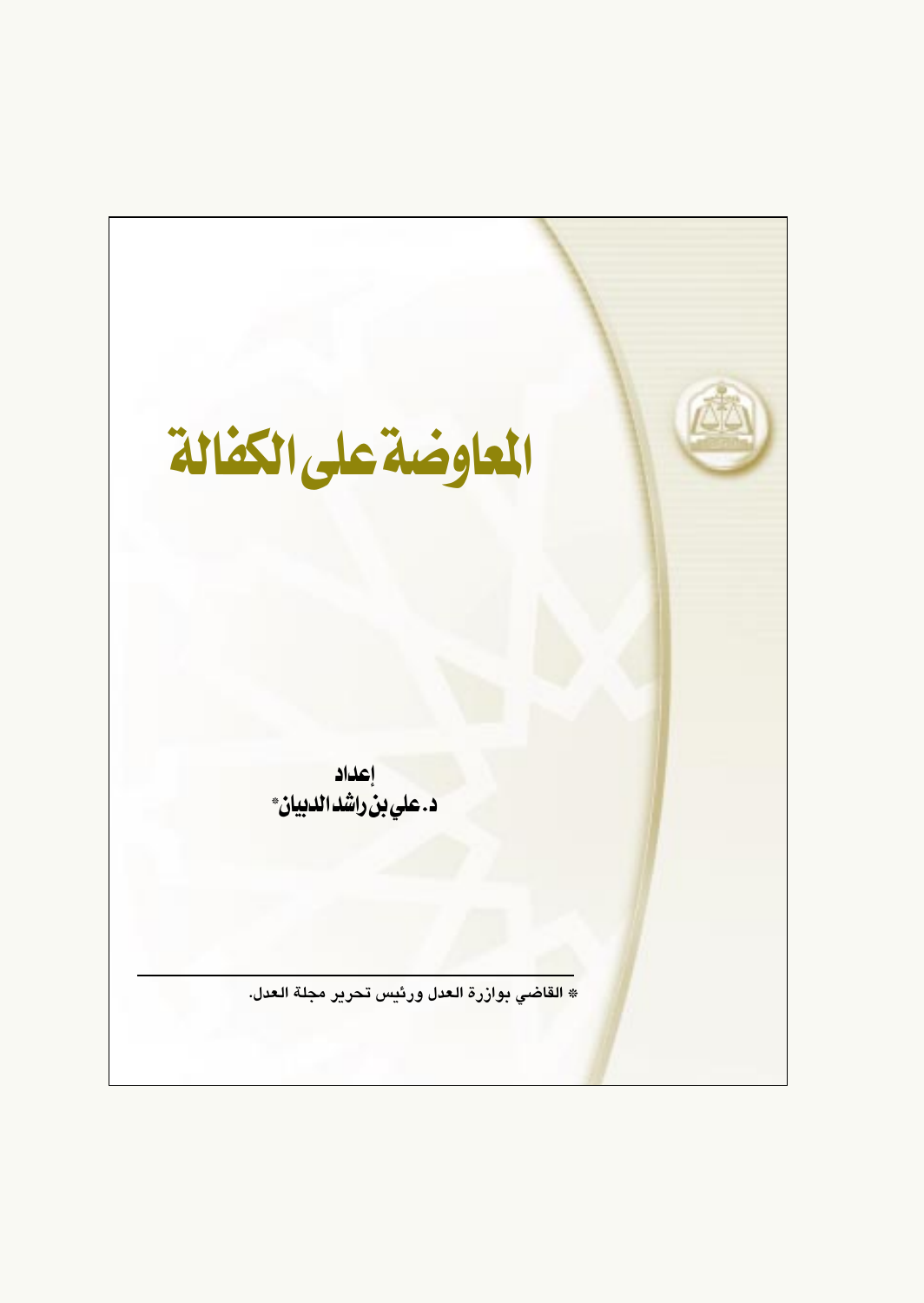# المعاوضة على الكفالة

إعداد

د. علي بن راشد الدبيان*

* القاضي بوزارة العدل ورئيس تحرير مجلة العدل.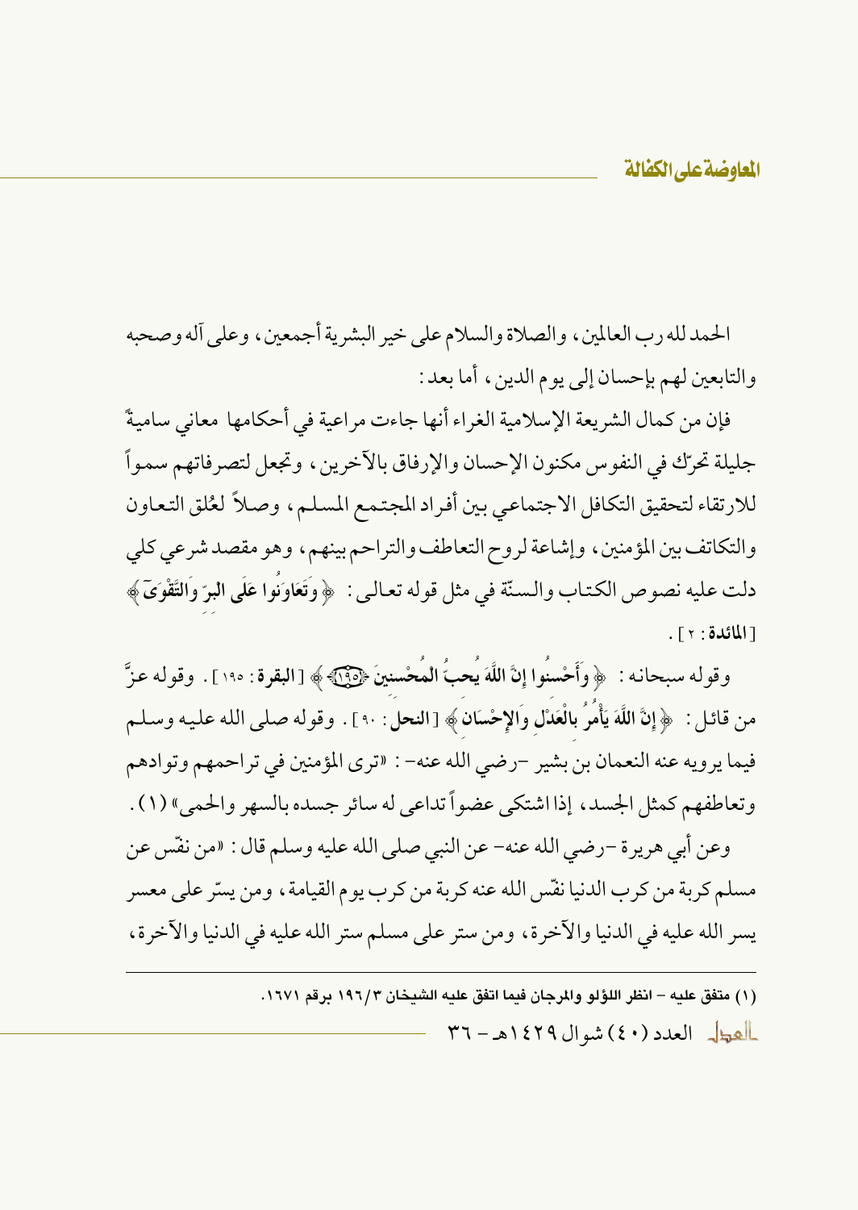الحمد لله رب العالمين، والصلاة والسلام على خير البشرية أجمعين، وعلى آله وصحبه والتابعين لهم بإحسان إلى يوم الدين، أما بعد:

فإن من كمال الشريعة الإسلامية الغراء أنها جاءت مراعية في أحكامها معاني سامية جليلة تحرّك في النفوس مكنون الإحسان والإرفاق بالآخرين، وتجعل لتصرفاتهم سمواً للارتقاء لتحقيق التكافل الاجتماعي بين أفراد المجتمع المسلم، وصلاً لعُلق التعاون والتكاتف بين المؤمنين، وإشاعة لروح التعاطف والتراحم بينهم، وهو مقصد شرعي كلي دلت عليه نصوص الكتاب والسنّة في مثل قوله تعالى: ﴿وَتَعَاوَنُوا عَلَى البِرِّ وَالتَّقْوَىَ﴾ [**المائدة**: ٢].

وقوله سبحانه: ﴿وَأَحْسِنُوا إِنَّ اللَّهَ يُحِبُّ الْمُحْسِنِينَ ﴿١٩٥﴾﴾ [**البقرة**: ١٩٥]. وقوله عزَّ من قائل: ﴿إِنَّ اللَّهَ يَأْمُرُ بِالْعَدْلِ وَالإِحْسَانِ﴾ [**النحل**: ٩٠]. وقوله صلى الله عليه وسلم فيما يرويه عنه النعمان بن بشير -رضي الله عنه-: «ترى المؤمنين في تراحمهم وتوادهم وتعاطفهم كمثل الجسد، إذا اشتكى عضواً تداعى له سائر جسده بالسهر والحمى» (١).

وعن أبي هريرة -رضي الله عنه- عن النبي صلى الله عليه وسلم قال: «من نفّس عن مسلم كربة من كرب الدنيا نفّس الله عنه كربة من كرب يوم القيامة، ومن يسّر على معسر يسر الله عليه في الدنيا والآخرة، ومن ستر على مسلم ستر الله عليه في الدنيا والآخرة،

---

(١) متفق عليه – انظر اللؤلؤ والمرجان فيما اتفق عليه الشيخان ١٩٦/٣ برقم ١٦٧١.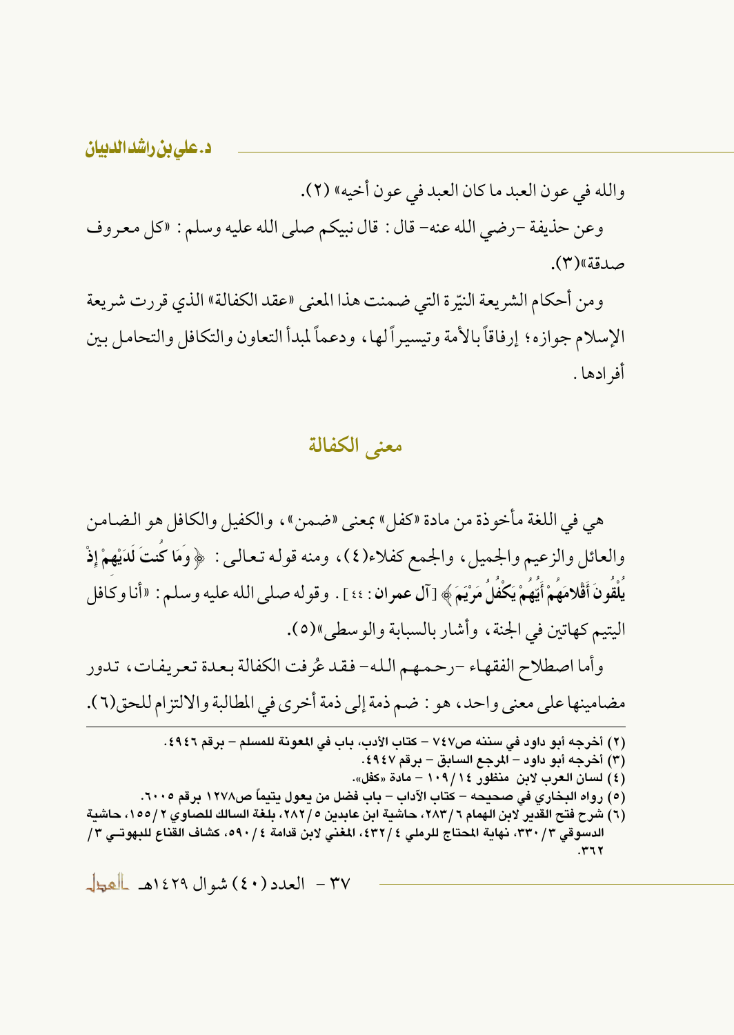والله في عون العبد ما كان العبد في عون أخيه» (٢).

وعن حذيفة -رضي الله عنه- قال: قال نبيكم صلى الله عليه وسلم: «كل معروف صدقة»(٣).

ومن أحكام الشريعة النيّرة التي ضمنت هذا المعنى «عقد الكفالة» الذي قررت شريعة الإسلام جوازه؛ إرفاقاً بالأمة وتيسيراً لها، ودعماً لمبدأ التعاون والتكافل والتحامل بين أفرادها.

## معنى الكفالة

هي في اللغة مأخوذة من مادة «كفل» بمعنى «ضمن»، والكفيل والكافل هو الضامن والعائل والزعيم والجميل، والجمع كفلاء(٤)، ومنه قوله تعالى: ﴿وَمَا كُنتَ لَدَيْهِمْ إِذْ يُلْقُونَ أَقْلَامَهُمْ أَيُّهُمْ يَكْفُلُ مَرْيَمَ﴾ [آل عمران: ٤٤]. وقوله صلى الله عليه وسلم: «أنا وكافل اليتيم كهاتين في الجنة، وأشار بالسبابة والوسطى»(٥).

وأما اصطلاح الفقهاء -رحمهم الله- فقد عُرفت الكفالة بعدة تعريفات، تدور مضامينها على معنى واحد، هو: ضم ذمة إلى ذمة أخرى في المطالبة والالتزام للحق(٦).

---

(٢) أخرجه أبو داود في سننه ص٧٤٧ - كتاب الأدب، باب في المعونة للمسلم - برقم ٤٩٤٦.

(٣) أخرجه أبو داود - المرجع السابق - برقم ٤٩٤٧.

(٤) لسان العرب لابن منظور ١٤/١٠٩ - مادة «كفل».

(٥) رواه البخاري في صحيحه - كتاب الآداب - باب فضل من يعول يتيماً ص١٢٧٨ برقم ٦٠٠٥.

(٦) شرح فتح القدير لابن الهمام ٦/٢٨٣، حاشية ابن عابدين ٥/٢٨٢، بلغة السالك للصاوي ٢/١٥٥، حاشية الدسوقي ٣/٣٣٠، نهاية المحتاج للرملي ٤/٤٣٢، المغني لابن قدامة ٤/٥٩٠، كشاف القناع للبهوتي ٣/٣٦٢.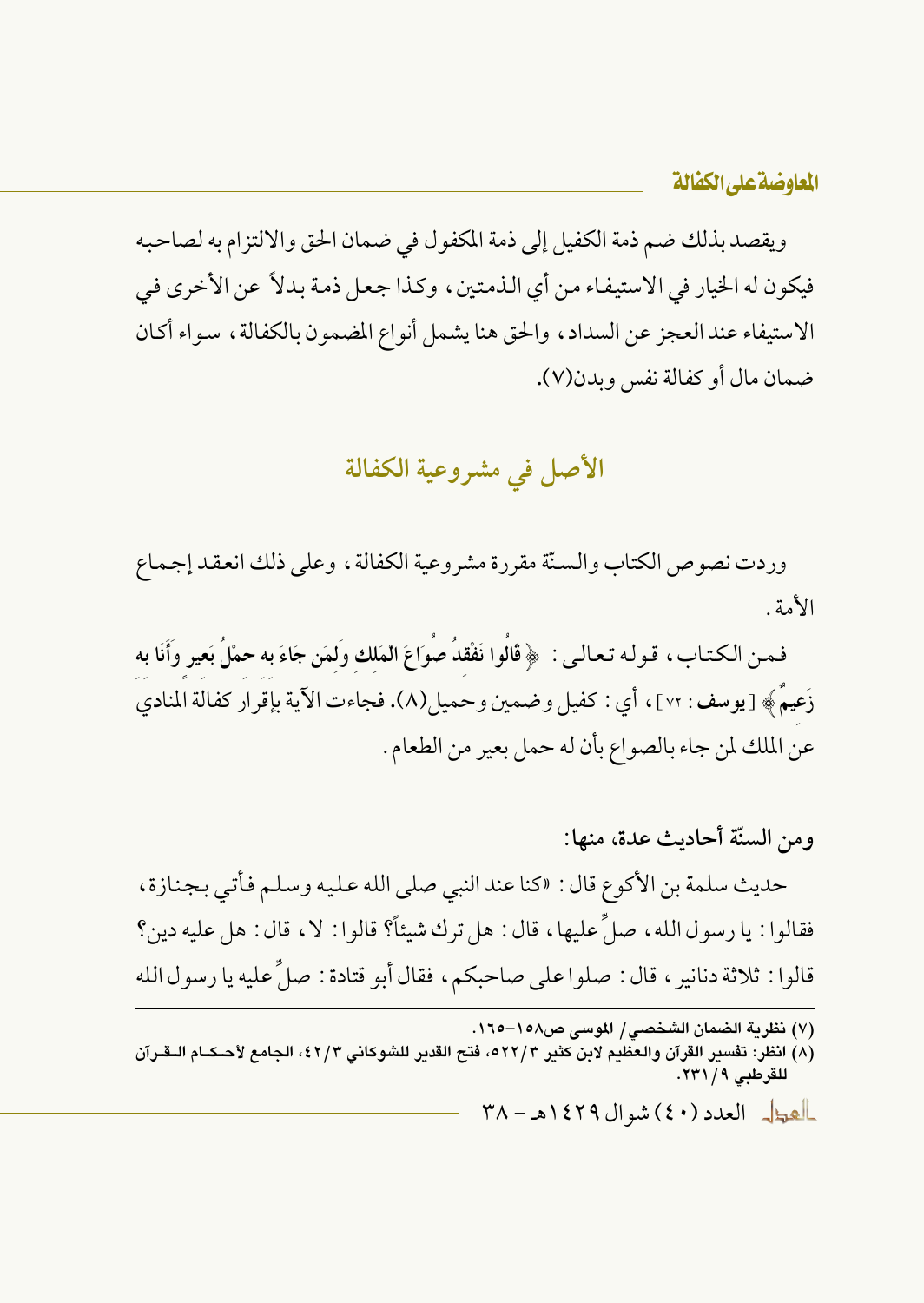ويقصد بذلك ضم ذمة الكفيل إلى ذمة المكفول في ضمان الحق والالتزام به لصاحبه فيكون له الخيار في الاستيفاء من أي الذمتين، وكذا جعل ذمة بدلاً عن الأخرى في الاستيفاء عند العجز عن السداد، والحق هنا يشمل أنواع المضمون بالكفالة، سواء أكان ضمان مال أو كفالة نفس وبدن(٧).

## الأصل في مشروعية الكفالة

وردت نصوص الكتاب والسنّة مقررة مشروعية الكفالة، وعلى ذلك انعقد إجماع الأمة.

فمن الكتاب، قوله تعالى: ﴿**قَالُوا نَفْقِدُ صُوَاعَ الْمَلِكِ وَلِمَن جَاءَ بِهِ حِمْلُ بَعِيرٍ وَأَنَا بِهِ زَعِيمٌ**﴾ [**يوسف**: ٧٢]، أي: كفيل وضمين وحميل(٨). فجاءت الآية بإقرار كفالة المنادي عن الملك لمن جاء بالصواع بأن له حمل بعير من الطعام.

**ومن السنّة أحاديث عدة، منها:**

حديث سلمة بن الأكوع قال: «كنا عند النبي صلى الله عليه وسلم فأتي بجنازة، فقالوا: يا رسول الله، صلِّ عليها، قال: هل ترك شيئاً؟ قالوا: لا، قال: هل عليه دين؟ قالوا: ثلاثة دنانير، قال: صلوا على صاحبكم، فقال أبو قتادة: صلِّ عليه يا رسول الله

---

(٧) نظرية الضمان الشخصي/ الموسى ص١٥٨-١٦٥.

(٨) انظر: تفسير القرآن والعظيم لابن كثير ٥٢٢/٣، فتح القدير للشوكاني ٤٢/٣، الجامع لأحكام القرآن للقرطبي ٢٣١/٩.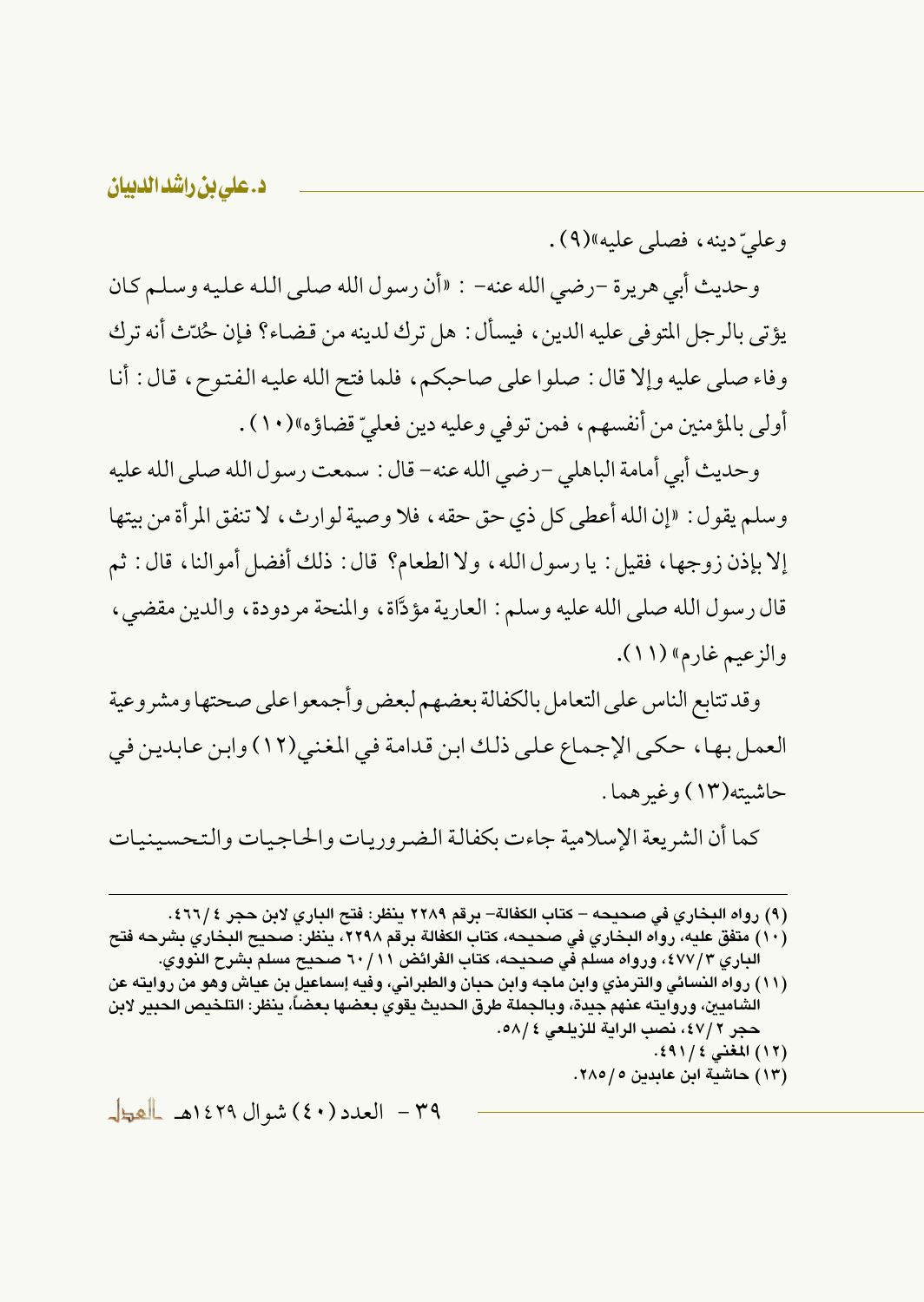وعليّ دينه، فصلى عليه»(٩).

وحديث أبي هريرة -رضي الله عنه- : «أن رسول الله صلى الله عليه وسلم كان يؤتى بالرجل المتوفى عليه الدين، فيسأل: هل ترك لدينه من قضاء؟ فإن حُدّث أنه ترك وفاء صلى عليه وإلا قال: صلوا على صاحبكم، فلما فتح الله عليه الفتوح، قال: أنا أولى بالمؤمنين من أنفسهم، فمن توفي وعليه دين فعليّ قضاؤه»(١٠).

وحديث أبي أمامة الباهلي -رضي الله عنه- قال: سمعت رسول الله صلى الله عليه وسلم يقول: «إن الله أعطى كل ذي حق حقه، فلا وصية لوارث، لا تنفق المرأة من بيتها إلا بإذن زوجها، فقيل: يا رسول الله، ولا الطعام؟ قال: ذلك أفضل أموالنا، قال: ثم قال رسول الله صلى الله عليه وسلم: العارية مؤدَّاة، والمنحة مردودة، والدين مقضي، والزعيم غارم» (١١).

وقد تتابع الناس على التعامل بالكفالة بعضهم لبعض وأجمعوا على صحتها ومشروعية العمل بها، حكى الإجماع على ذلك ابن قدامة في المغني(١٢) وابن عابدين في حاشيته(١٣) وغيرهما.

كما أن الشريعة الإسلامية جاءت بكفالة الضروريات والحاجيات والتحسينيات

---

(٩) رواه البخاري في صحيحه – كتاب الكفالة– برقم ٢٢٨٩ ينظر: فتح الباري لابن حجر ٤٦٦/٤.

(١٠) متفق عليه، رواه البخاري في صحيحه، كتاب الكفالة برقم ٢٢٩٨، ينظر: صحيح البخاري بشرحه فتح الباري ٤٧٧/٣، ورواه مسلم في صحيحه، كتاب الفرائض ٦٠/١١ صحيح مسلم بشرح النووي.

(١١) رواه النسائي والترمذي وابن ماجه وابن حبان والطبراني، وفيه إسماعيل بن عياش وهو من روايته عن الشاميين، وروايته عنهم جيدة، وبالجملة طرق الحديث يقوي بعضها بعضاً، ينظر: التلخيص الحبير لابن حجر ٤٧/٢، نصب الراية للزيلعي ٥٨/٤.

(١٢) المغني ٤٩١/٤.

(١٣) حاشية ابن عابدين ٢٨٥/٥.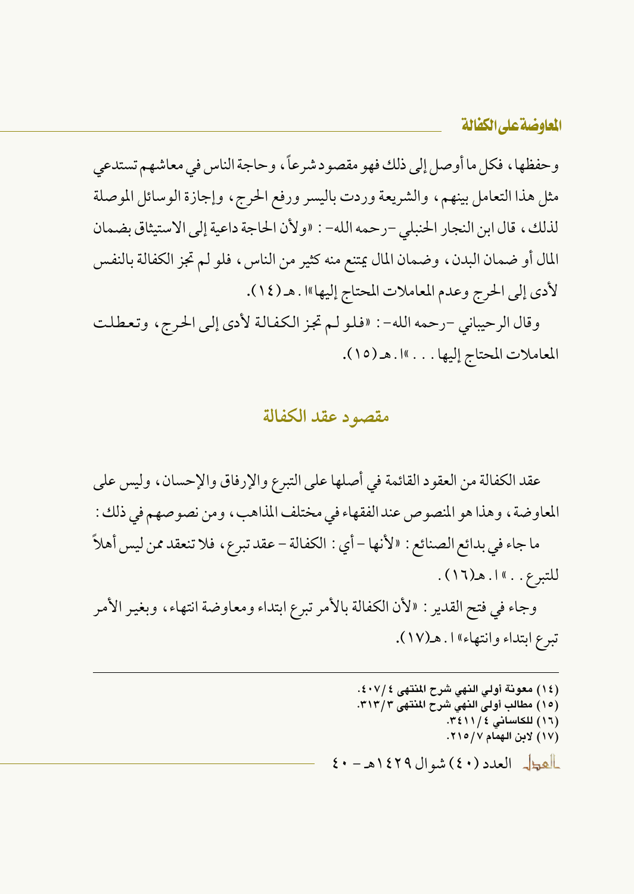وحفظها، فكل ما أوصل إلى ذلك فهو مقصود شرعاً، وحاجة الناس في معاشهم تستدعي مثل هذا التعامل بينهم، والشريعة وردت باليسر ورفع الحرج، وإجازة الوسائل الموصلة لذلك، قال ابن النجار الحنبلي -رحمه الله- : «ولأن الحاجة داعية إلى الاستيثاق بضمان المال أو ضمان البدن، وضمان المال يمتنع منه كثير من الناس، فلو لم تجز الكفالة بالنفس لأدى إلى الحرج وعدم المعاملات المحتاج إليها» ا.هـ (١٤).

وقال الرحيباني -رحمه الله- : «فلو لم تجز الكفالة لأدى إلى الحرج، وتعطلت المعاملات المحتاج إليها...» ا.هـ (١٥).

## مقصود عقد الكفالة

عقد الكفالة من العقود القائمة في أصلها على التبرع والإرفاق والإحسان، وليس على المعاوضة، وهذا هو المنصوص عند الفقهاء في مختلف المذاهب، ومن نصوصهم في ذلك:

ما جاء في بدائع الصنائع: «لأنها -أي: الكفالة- عقد تبرع، فلا تنعقد ممن ليس أهلاً للتبرع..» ا.هـ(١٦).

وجاء في فتح القدير: «لأن الكفالة بالأمر تبرع ابتداء ومعاوضة انتهاء، وبغير الأمر تبرع ابتداء وانتهاء» ا.هـ(١٧).

---

(١٤) معونة أولي النهي شرح المنتهى ٤/٤٠٧.
(١٥) مطالب أولى النهى شرح المنتهى ٣/٣١٣.
(١٦) للكاساني ٤/٣٤١١.
(١٧) لابن الهمام ٧/٢١٥.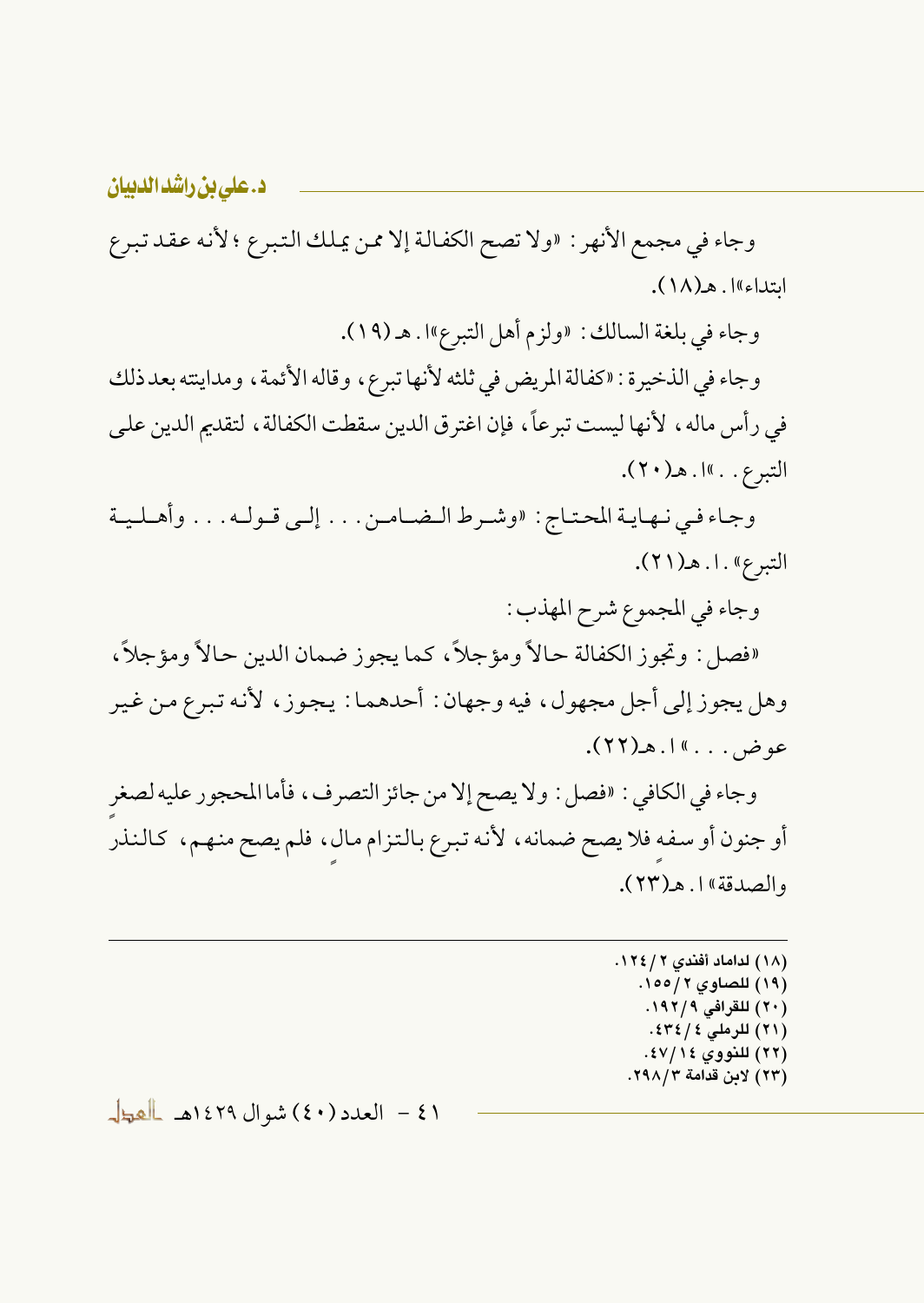وجاء في مجمع الأنهر: «ولا تصح الكفالة إلا ممن يملك التبرع؛ لأنه عقد تبرع ابتداء» ا. هـ (١٨).

وجاء في بلغة السالك: «ولزم أهل التبرع» ا. هـ (١٩).

وجاء في الذخيرة: «كفالة المريض في ثلثه لأنها تبرع، وقاله الأئمة، ومداينته بعد ذلك في رأس ماله، لأنها ليست تبرعاً، فإن اغترق الدين سقطت الكفالة، لتقديم الدين على التبرع. . » ا. هـ (٢٠).

وجاء في نهاية المحتاج: «وشرط الضامن. . . إلى قوله. . . وأهلية التبرع». ا. هـ (٢١).

وجاء في المجموع شرح المهذب:

«فصل: وتجوز الكفالة حالاً ومؤجلاً، كما يجوز ضمان الدين حالاً ومؤجلاً، وهل يجوز إلى أجل مجهول، فيه وجهان: أحدهما: يجوز، لأنه تبرع من غير عوض. . . » ا. هـ (٢٢).

وجاء في الكافي: «فصل: ولا يصح إلا من جائز التصرف، فأما المحجور عليه لصغرٍ أو جنون أو سفه فلا يصح ضمانه، لأنه تبرع بالتزام مالٍ، فلم يصح منهم، كالنذر والصدقة» ا. هـ (٢٣).

---

(١٨) لداماد أفندي ٢/ ١٢٤.
(١٩) للصاوي ٢/ ١٥٥.
(٢٠) للقرافي ٩/ ١٩٢.
(٢١) للرملي ٤/ ٤٣٤.
(٢٢) للنووي ١٤/ ٤٧.
(٢٣) لابن قدامة ٣/ ٢٩٨.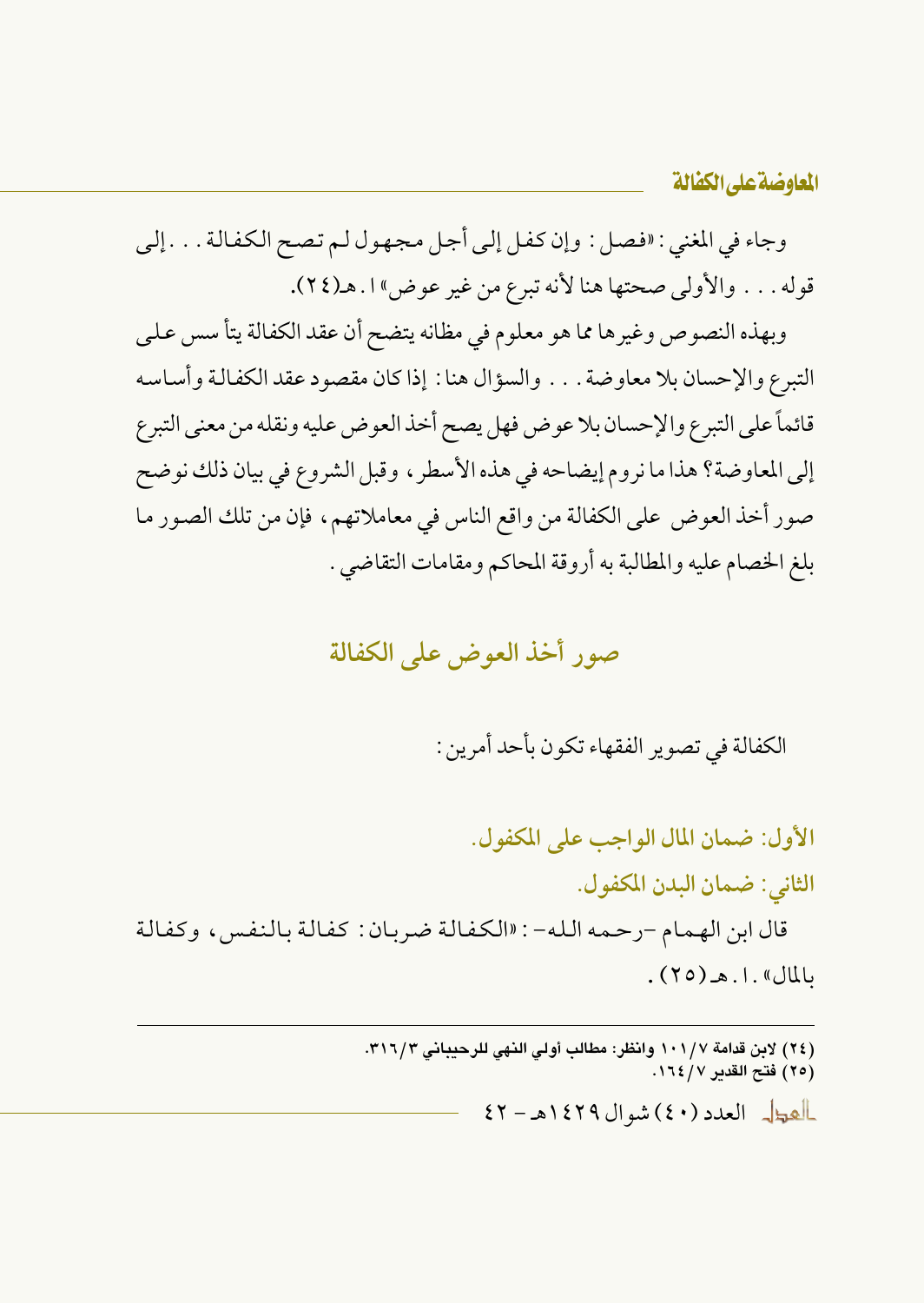وجاء في المغني: «فصل: وإن كفل إلى أجل مجهول لم تصح الكفالة... إلى قوله... والأولى صحتها هنا لأنه تبرع من غير عوض» ا.هـ(٢٤).

وبهذه النصوص وغيرها مما هو معلوم في مظانه يتضح أن عقد الكفالة يتأسس على التبرع والإحسان بلا معاوضة... والسؤال هنا: إذا كان مقصود عقد الكفالة وأساسه قائماً على التبرع والإحسان بلا عوض فهل يصح أخذ العوض عليه ونقله من معنى التبرع إلى المعاوضة؟ هذا ما نروم إيضاحه في هذه الأسطر، وقبل الشروع في بيان ذلك نوضح صور أخذ العوض على الكفالة من واقع الناس في معاملاتهم، فإن من تلك الصور ما بلغ الخصام عليه والمطالبة به أروقة المحاكم ومقامات التقاضي.

## صور أخذ العوض على الكفالة

الكفالة في تصوير الفقهاء تكون بأحد أمرين:

**الأول: ضمان المال الواجب على المكفول.**

**الثاني: ضمان البدن المكفول.**

قال ابن الهمام -رحمه الله-: «الكفالة ضربان: كفالة بالنفس، وكفالة بالمال». ا.هـ (٢٥).

---

(٢٤) لابن قدامة ٧/١٠١ وانظر: مطالب أولي النهى للرحيباني ٣/٣١٦.

(٢٥) فتح القدير ٧/١٦٤.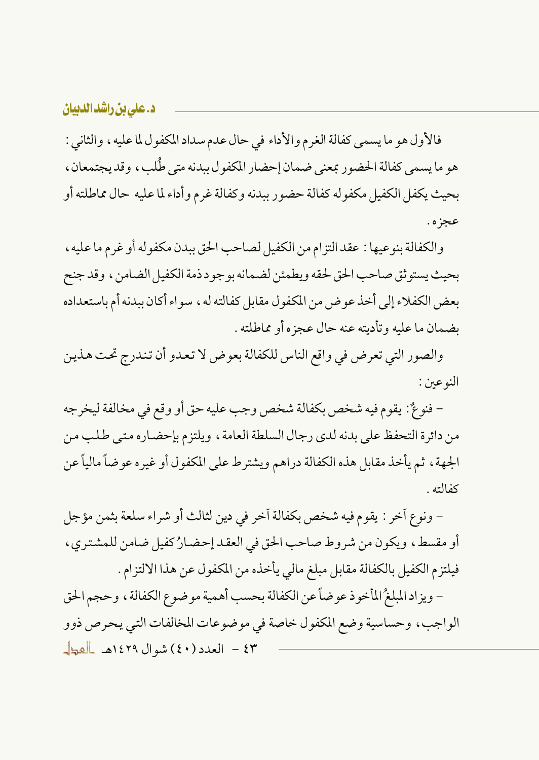فالأول هو ما يسمى كفالة الغرم والأداء في حال عدم سداد المكفول لما عليه، والثاني: هو ما يسمى كفالة الحضور بمعنى ضمان إحضار المكفول ببدنه متى طُلب، وقد يجتمعان، بحيث يكفل الكفيل مكفوله كفالة حضور ببدنه وكفالة غرم وأداء لما عليه حال مماطلته أو عجزه.

والكفالة بنوعيها: عقد التزام من الكفيل لصاحب الحق ببدن مكفوله أو غرم ما عليه، بحيث يستوثق صاحب الحق لحقه ويطمئن لضمانه بوجود ذمة الكفيل الضامن، وقد جنح بعض الكفلاء إلى أخذ عوض من المكفول مقابل كفالته له، سواء أكان ببدنه أم باستعداده بضمان ما عليه وتأديته عنه حال عجزه أو مماطلته.

والصور التي تعرض في واقع الناس للكفالة بعوض لا تعدو أن تندرج تحت هذين النوعين:

- فنوعٌ: يقوم فيه شخص بكفالة شخص وجب عليه حق أو وقع في مخالفة ليخرجه من دائرة التحفظ على بدنه لدى رجال السلطة العامة، ويلتزم بإحضاره متى طلب من الجهة، ثم يأخذ مقابل هذه الكفالة دراهم ويشترط على المكفول أو غيره عوضاً مالياً عن كفالته.

- ونوع آخر: يقوم فيه شخص بكفالة آخر في دين لثالث أو شراء سلعة بثمن مؤجل أو مقسط، ويكون من شروط صاحب الحق في العقد إحضارُ كفيل ضامن للمشتري، فيلتزم الكفيل بالكفالة مقابل مبلغ مالي يأخذه من المكفول عن هذا الالتزام.

- ويزاد المبلغُ المأخوذ عوضاً عن الكفالة بحسب أهمية موضوع الكفالة، وحجم الحق الواجب، وحساسية وضع المكفول خاصة في موضوعات المخالفات التي يحرص ذوو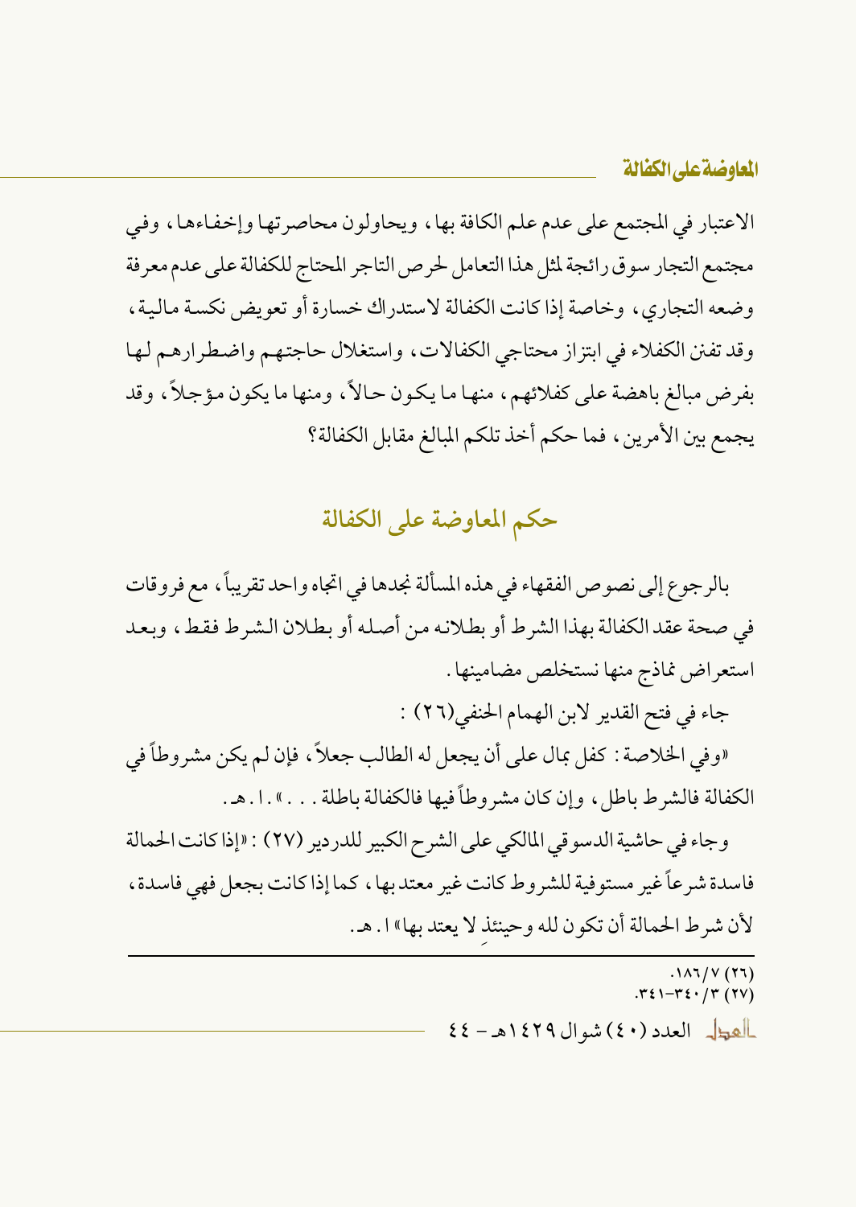الاعتبار في المجتمع على عدم علم الكافة بها، ويحاولون محاصرتها وإخفاءها، وفي مجتمع التجار سوق رائجة لمثل هذا التعامل لحرص التاجر المحتاج للكفالة على عدم معرفة وضعه التجاري، وخاصة إذا كانت الكفالة لاستدراك خسارة أو تعويض نكسة مالية، وقد تفنن الكفلاء في ابتزاز محتاجي الكفالات، واستغلال حاجتهم واضطرارهم لها بفرض مبالغ باهضة على كفلائهم، منها ما يكون حالاً، ومنها ما يكون مؤجلاً، وقد يجمع بين الأمرين، فما حكم أخذ تلكم المبالغ مقابل الكفالة؟

## حكم المعاوضة على الكفالة

بالرجوع إلى نصوص الفقهاء في هذه المسألة نجدها في اتجاه واحد تقريباً، مع فروقات في صحة عقد الكفالة بهذا الشرط أو بطلانه من أصله أو بطلان الشرط فقط، وبعد استعراض نماذج منها نستخلص مضامينها.

جاء في فتح القدير لابن الهمام الحنفي(٢٦):

«وفي الخلاصة: كفل بمال على أن يجعل له الطالب جعلاً، فإن لم يكن مشروطاً في الكفالة فالشرط باطل، وإن كان مشروطاً فيها فالكفالة باطلة...». ا.هـ.

وجاء في حاشية الدسوقي المالكي على الشرح الكبير للدردير (٢٧): «إذا كانت الحمالة فاسدة شرعاً غير مستوفية للشروط كانت غير معتد بها، كما إذا كانت بجعل فهي فاسدة، لأن شرط الحمالة أن تكون لله وحينئذٍ لا يعتد بها» ا.هـ.

---

(٢٦) ١٨٦/٧.
(٢٧) ٣٤٠/٣-٣٤١.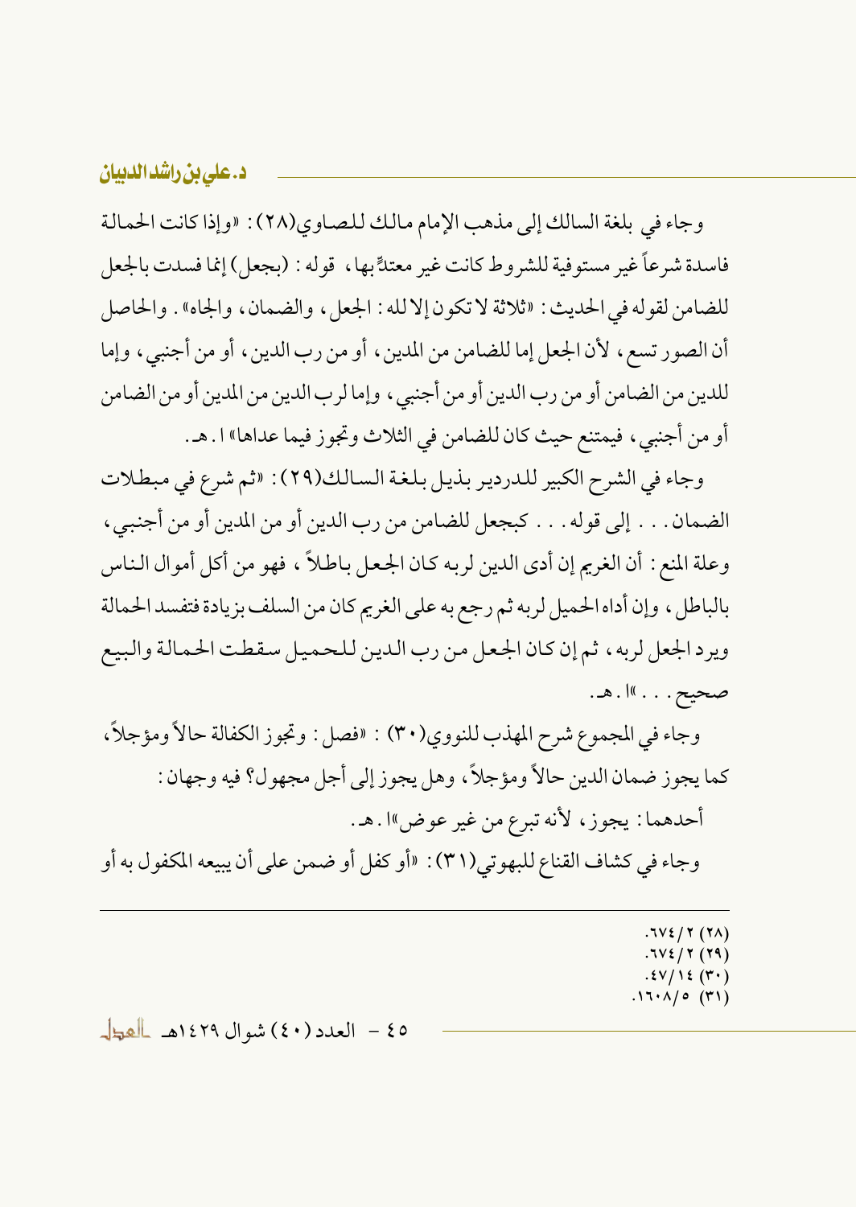وجاء في بلغة السالك إلى مذهب الإمام مالك للصاوي(٢٨): «وإذا كانت الحمالة فاسدة شرعاً غير مستوفية للشروط كانت غير معتدٍّ بها، قوله: (بجعل) إنما فسدت بالجعل للضامن لقوله في الحديث: «ثلاثة لا تكون إلا لله: الجعل، والضمان، والجاه». والحاصل أن الصور تسع، لأن الجعل إما للضامن من المدين، أو من رب الدين، أو من أجنبي، وإما للدين من الضامن أو من رب الدين أو من أجنبي، وإما لرب الدين من المدين أو من الضامن أو من أجنبي، فيمتنع حيث كان للضامن في الثلاث وتجوز فيما عداها» ا. هـ.

وجاء في الشرح الكبير للدردير بذيل بلغة السالك(٢٩): «ثم شرع في مبطلات الضمان. . . إلى قوله. . . كبجعل للضامن من رب الدين أو من المدين أو من أجنبي، وعلة المنع: أن الغريم إن أدى الدين لربه كان الجعل باطلاً، فهو من أكل أموال الناس بالباطل، وإن أداه الحميل لربه ثم رجع به على الغريم كان من السلف بزيادة فتفسد الحمالة ويرد الجعل لربه، ثم إن كان الجعل من رب الدين للحميل سقطت الحمالة والبيع صحيح. . .» ا. هـ.

وجاء في المجموع شرح المهذب للنووي(٣٠): «فصل: وتجوز الكفالة حالاً ومؤجلاً، كما يجوز ضمان الدين حالاً ومؤجلاً، وهل يجوز إلى أجل مجهول؟ فيه وجهان:

أحدهما: يجوز، لأنه تبرع من غير عوض» ا. هـ.

وجاء في كشاف القناع للبهوتي(٣١): «أو كفل أو ضمن على أن يبيعه المكفول به أو

---

(٢٨) ٢/ ٦٧٤.
(٢٩) ٢/ ٦٧٤.
(٣٠) ١٤/ ٤٧.
(٣١) ٥/ ١٦٠٨.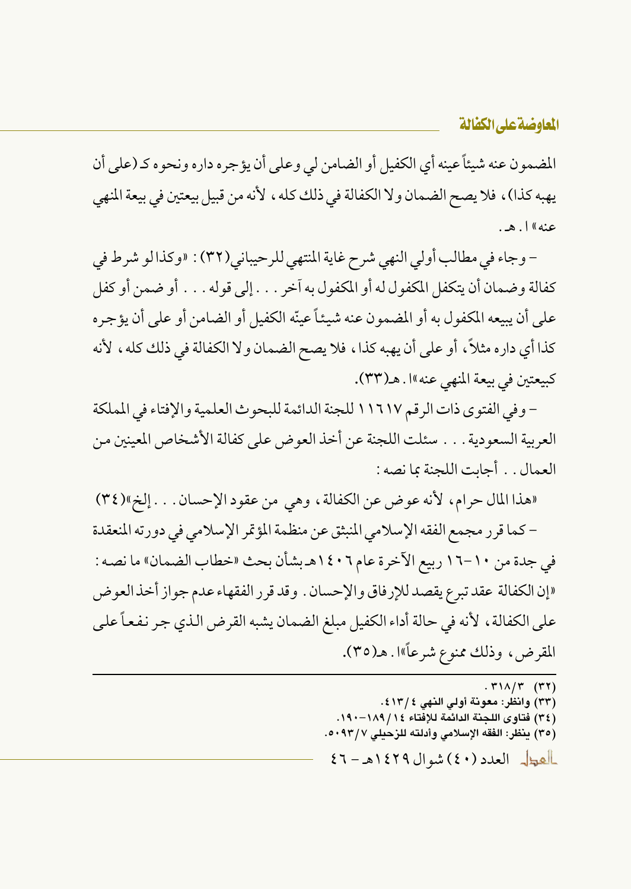المضمون عنه شيئاً عينه أي الكفيل أو الضامن لي وعلى أن يؤجره داره ونحوه كـ(على أن يهبه كذا)، فلا يصح الضمان ولا الكفالة في ذلك كله، لأنه من قبيل بيعتين في بيعة المنهي عنه» ا. هـ.

- وجاء في مطالب أولي النهى شرح غاية المنتهى للرحيباني(٣٢): «وكذا لو شرط في كفالة وضمان أن يتكفل المكفول له أو المكفول به آخر... إلى قوله... أو ضمن أو كفل على أن يبيعه المكفول به أو المضمون عنه شيئاً عيّنه الكفيل أو الضامن أو على أن يؤجره كذا أي داره مثلاً، أو على أن يهبه كذا، فلا يصح الضمان ولا الكفالة في ذلك كله، لأنه كبيعتين في بيعة المنهي عنه»ا. هـ(٣٣).

- وفي الفتوى ذات الرقم ١١٦١٧ للجنة الدائمة للبحوث العلمية والإفتاء في المملكة العربية السعودية... سئلت اللجنة عن أخذ العوض على كفالة الأشخاص المعينين من العمال.. أجابت اللجنة بما نصه:

«هذا المال حرام، لأنه عوض عن الكفالة، وهي من عقود الإحسان... إلخ»(٣٤)

- كما قرر مجمع الفقه الإسلامي المنبثق عن منظمة المؤتمر الإسلامي في دورته المنعقدة في جدة من ١٠-١٦ ربيع الآخرة عام ١٤٠٦هـ بشأن بحث «خطاب الضمان» ما نصه: «إن الكفالة عقد تبرع يقصد للإرفاق والإحسان. وقد قرر الفقهاء عدم جواز أخذ العوض على الكفالة، لأنه في حالة أداء الكفيل مبلغ الضمان يشبه القرض الذي جر نفعاً على المقرض، وذلك ممنوع شرعاً»ا. هـ(٣٥).

---

(٣٢) ٣/٣١٨.

(٣٣) وانظر: معونة أولي النهى ٤/٤١٣.

(٣٤) فتاوى اللجنة الدائمة للإفتاء ١٤/١٨٩-١٩٠.

(٣٥) ينظر: الفقه الإسلامي وأدلته للزحيلي ٧/٥٠٩٣.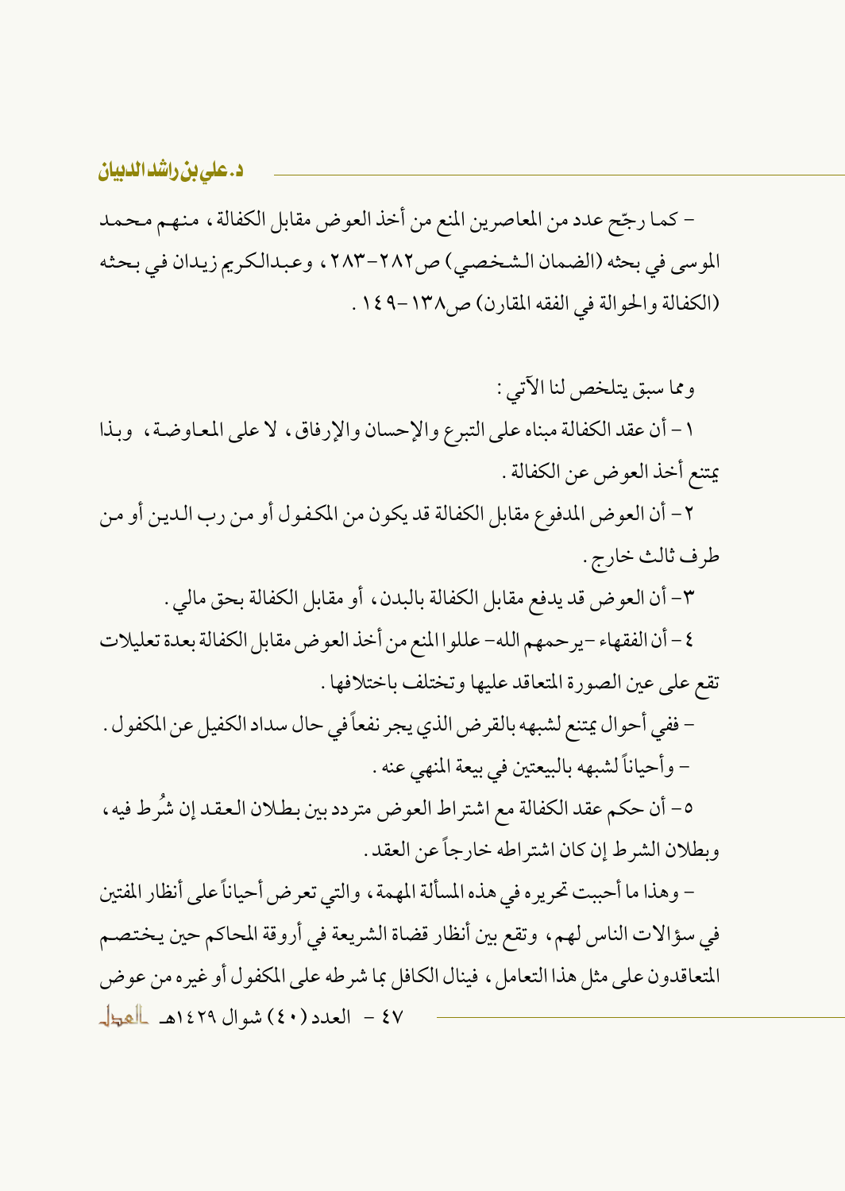- كما رجّح عدد من المعاصرين المنع من أخذ العوض مقابل الكفالة، منهم محمد الموسى في بحثه (الضمان الشخصي) ص٢٨٢-٢٨٣، وعبدالكريم زيدان في بحثه (الكفالة والحوالة في الفقه المقارن) ص١٣٨-١٤٩.

ومما سبق يتلخص لنا الآتي:

١- أن عقد الكفالة مبناه على التبرع والإحسان والإرفاق، لا على المعاوضة، وبذا يمتنع أخذ العوض عن الكفالة.

٢- أن العوض المدفوع مقابل الكفالة قد يكون من المكفول أو من رب الدين أو من طرف ثالث خارج.

٣- أن العوض قد يدفع مقابل الكفالة بالبدن، أو مقابل الكفالة بحق مالي.

٤- أن الفقهاء -يرحمهم الله- عللوا المنع من أخذ العوض مقابل الكفالة بعدة تعليلات تقع على عين الصورة المتعاقد عليها وتختلف باختلافها.

- ففي أحوال يمتنع لشبهه بالقرض الذي يجر نفعاً في حال سداد الكفيل عن المكفول.
- وأحياناً لشبهه بالبيعتين في بيعة المنهي عنه.

٥- أن حكم عقد الكفالة مع اشتراط العوض متردد بين بطلان العقد إن شُرط فيه، وبطلان الشرط إن كان اشتراطه خارجاً عن العقد.

- وهذا ما أحببت تحريره في هذه المسألة المهمة، والتي تعرض أحياناً على أنظار المفتين في سؤالات الناس لهم، وتقع بين أنظار قضاة الشريعة في أروقة المحاكم حين يختصم المتعاقدون على مثل هذا التعامل، فينال الكافل بما شرطه على المكفول أو غيره من عوض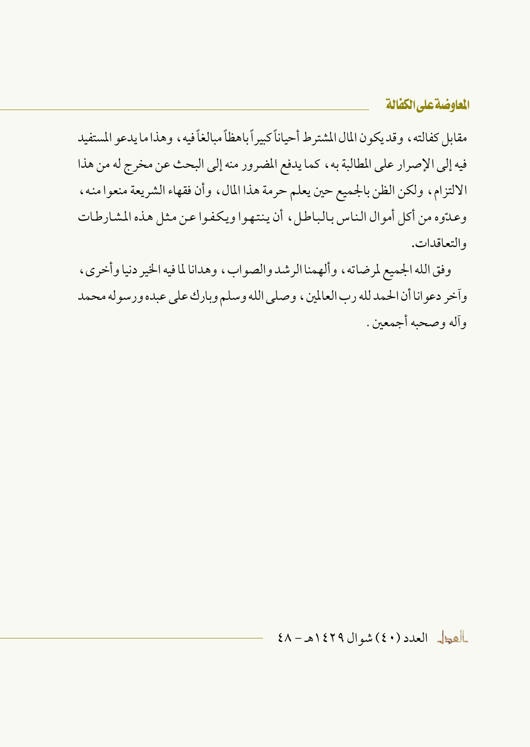مقابل كفالته، وقد يكون المال المشترط أحياناً كبيراً باهظاً مبالغاً فيه، وهذا ما يدعو المستفيد فيه إلى الإصرار على المطالبة به، كما يدفع المضرور منه إلى البحث عن مخرج له من هذا الالتزام، ولكن الظن بالجميع حين يعلم حرمة هذا المال، وأن فقهاء الشريعة منعوا منه، وعدّوه من أكل أموال الناس بالباطل، أن ينتهوا ويكفوا عن مثل هذه المشارطات والتعاقدات.

وفق الله الجميع لمرضاته، وألهمنا الرشد والصواب، وهدانا لما فيه الخير دنيا وأخرى، وآخر دعوانا أن الحمد لله رب العالمين، وصلى الله وسلم وبارك على عبده ورسوله محمد وآله وصحبه أجمعين.